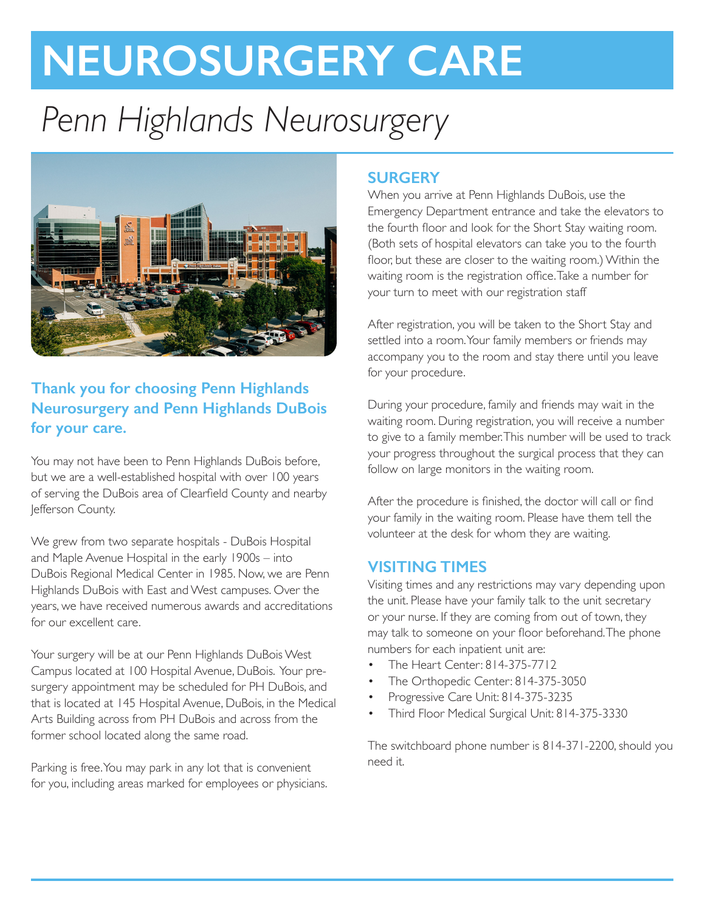# NEUROSURGERY CARE

## *Penn Highlands Neurosurgery*

### Thank you for choosing Penn Highlands Neurosurgery and Penn Highlands DuBois for your care.

You may not have been to Penn Highlands DuBois before, but we are a well-established hospital with over 100 years of serving the DuBois area of Clearfield County and nearby Jefferson County.

We grew from two separate hospitals - DuBois Hospital and Maple Avenue Hospital in the early 1900s – into DuBois Regional Medical Center in 1985. Now, we are Penn Highlands DuBois with East and West campuses. Over the years, we have received numerous awards and accreditations for our excellent care.

Your surgery will be at our Penn Highlands DuBois West Campus located at 100 Hospital Avenue, DuBois. Your pre-surgery appointment may be scheduled for PH DuBois, and that is located at 145 Hospital Avenue, DuBois, in the Medical Arts Building across from PH DuBois and across from the former school located along the same road.

Parking is free. You may park in any lot that is convenient for you, including areas marked for employees or physicians.

### SURGERY

When you arrive at Penn Highlands DuBois, use the Emergency Department entrance and take the elevators to the fourth floor and look for the Short Stay waiting room. (Both sets of hospital elevators can take you to the fourth floor, but these are closer to the waiting room.) Within the waiting room is the registration office. Take a number for your turn to meet with our registration staff

After registration, you will be taken to the Short Stay and settled into a room. Your family members or friends may accompany you to the room and stay there until you leave for your procedure.

During your procedure, family and friends may wait in the waiting room. During registration, you will receive a number to give to a family member. This number will be used to track your progress throughout the surgical process that they can follow on large monitors in the waiting room.

After the procedure is finished, the doctor will call or find your family in the waiting room. Please have them tell the volunteer at the desk for whom they are waiting.

### VISITING TIMES

Visiting times and any restrictions may vary depending upon the unit. Please have your family talk to the unit secretary or your nurse. If they are coming from out of town, they may talk to someone on your floor beforehand. The phone numbers for each inpatient unit are:

- The Heart Center: 814-375-7712
- The Orthopedic Center: 814-375-3050
- Progressive Care Unit: 814-375-3235
- Third Floor Medical Surgical Unit: 814-375-3330

The switchboard phone number is 814-371-2200, should you need it.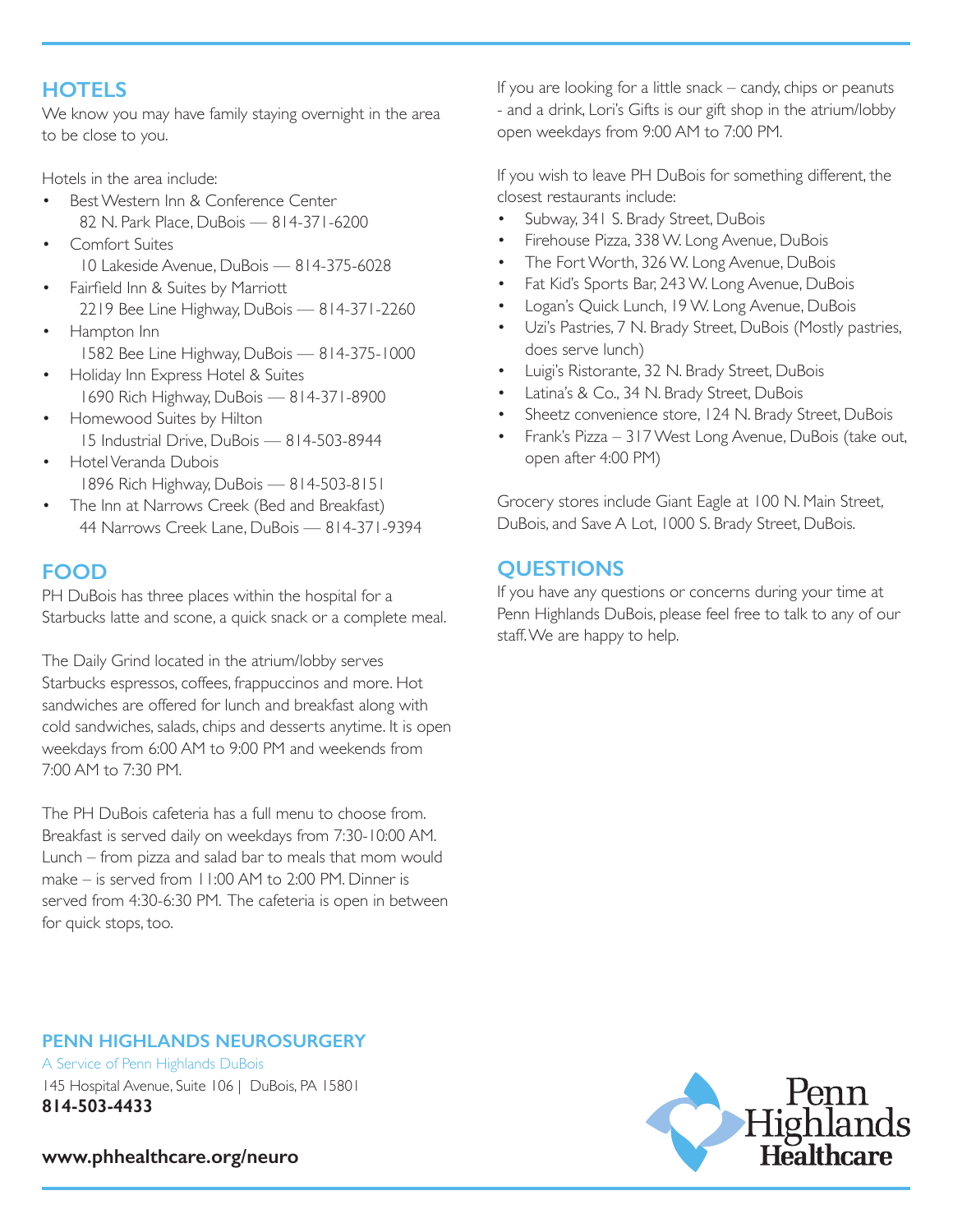## HOTELS

We know you may have family staying overnight in the area to be close to you.

Hotels in the area include:

- Best Western Inn & Conference Center
  82 N. Park Place, DuBois — 814-371-6200
- Comfort Suites
  10 Lakeside Avenue, DuBois — 814-375-6028
- Fairfield Inn & Suites by Marriott
  2219 Bee Line Highway, DuBois — 814-371-2260
- Hampton Inn
  1582 Bee Line Highway, DuBois — 814-375-1000
- Holiday Inn Express Hotel & Suites
  1690 Rich Highway, DuBois — 814-371-8900
- Homewood Suites by Hilton
  15 Industrial Drive, DuBois — 814-503-8944
- Hotel Veranda Dubois
  1896 Rich Highway, DuBois — 814-503-8151
- The Inn at Narrows Creek (Bed and Breakfast)
  44 Narrows Creek Lane, DuBois — 814-371-9394

## FOOD

PH DuBois has three places within the hospital for a Starbucks latte and scone, a quick snack or a complete meal.

The Daily Grind located in the atrium/lobby serves Starbucks espressos, coffees, frappuccinos and more. Hot sandwiches are offered for lunch and breakfast along with cold sandwiches, salads, chips and desserts anytime. It is open weekdays from 6:00 AM to 9:00 PM and weekends from 7:00 AM to 7:30 PM.

The PH DuBois cafeteria has a full menu to choose from. Breakfast is served daily on weekdays from 7:30-10:00 AM. Lunch – from pizza and salad bar to meals that mom would make – is served from 11:00 AM to 2:00 PM. Dinner is served from 4:30-6:30 PM. The cafeteria is open in between for quick stops, too.

If you are looking for a little snack – candy, chips or peanuts - and a drink, Lori's Gifts is our gift shop in the atrium/lobby open weekdays from 9:00 AM to 7:00 PM.

If you wish to leave PH DuBois for something different, the closest restaurants include:

- Subway, 341 S. Brady Street, DuBois
- Firehouse Pizza, 338 W. Long Avenue, DuBois
- The Fort Worth, 326 W. Long Avenue, DuBois
- Fat Kid's Sports Bar, 243 W. Long Avenue, DuBois
- Logan's Quick Lunch, 19 W. Long Avenue, DuBois
- Uzi's Pastries, 7 N. Brady Street, DuBois (Mostly pastries, does serve lunch)
- Luigi's Ristorante, 32 N. Brady Street, DuBois
- Latina's & Co., 34 N. Brady Street, DuBois
- Sheetz convenience store, 124 N. Brady Street, DuBois
- Frank's Pizza – 317 West Long Avenue, DuBois (take out, open after 4:00 PM)

Grocery stores include Giant Eagle at 100 N. Main Street, DuBois, and Save A Lot, 1000 S. Brady Street, DuBois.

## QUESTIONS

If you have any questions or concerns during your time at Penn Highlands DuBois, please feel free to talk to any of our staff. We are happy to help.

**PENN HIGHLANDS NEUROSURGERY**

A Service of Penn Highlands DuBois

145 Hospital Avenue, Suite 106 | DuBois, PA 15801

**814-503-4433**

**www.phhealthcare.org/neuro**

Penn Highlands Healthcare